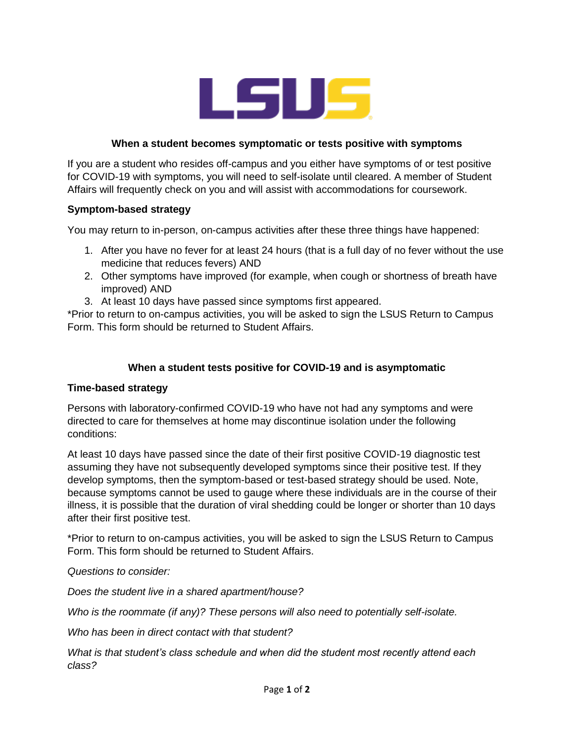LSUS

## When a student becomes symptomatic or tests positive with symptoms

If you are a student who resides off-campus and you either have symptoms of or test positive for COVID-19 with symptoms, you will need to self-isolate until cleared. A member of Student Affairs will frequently check on you and will assist with accommodations for coursework.

### Symptom-based strategy

You may return to in-person, on-campus activities after these three things have happened:

1. After you have no fever for at least 24 hours (that is a full day of no fever without the use medicine that reduces fevers) AND
2. Other symptoms have improved (for example, when cough or shortness of breath have improved) AND
3. At least 10 days have passed since symptoms first appeared.

*Prior to return to on-campus activities, you will be asked to sign the LSUS Return to Campus Form. This form should be returned to Student Affairs.

## When a student tests positive for COVID-19 and is asymptomatic

### Time-based strategy

Persons with laboratory-confirmed COVID-19 who have not had any symptoms and were directed to care for themselves at home may discontinue isolation under the following conditions:

At least 10 days have passed since the date of their first positive COVID-19 diagnostic test assuming they have not subsequently developed symptoms since their positive test. If they develop symptoms, then the symptom-based or test-based strategy should be used. Note, because symptoms cannot be used to gauge where these individuals are in the course of their illness, it is possible that the duration of viral shedding could be longer or shorter than 10 days after their first positive test.

*Prior to return to on-campus activities, you will be asked to sign the LSUS Return to Campus Form. This form should be returned to Student Affairs.

*Questions to consider:*

*Does the student live in a shared apartment/house?*

*Who is the roommate (if any)? These persons will also need to potentially self-isolate.*

*Who has been in direct contact with that student?*

*What is that student's class schedule and when did the student most recently attend each class?*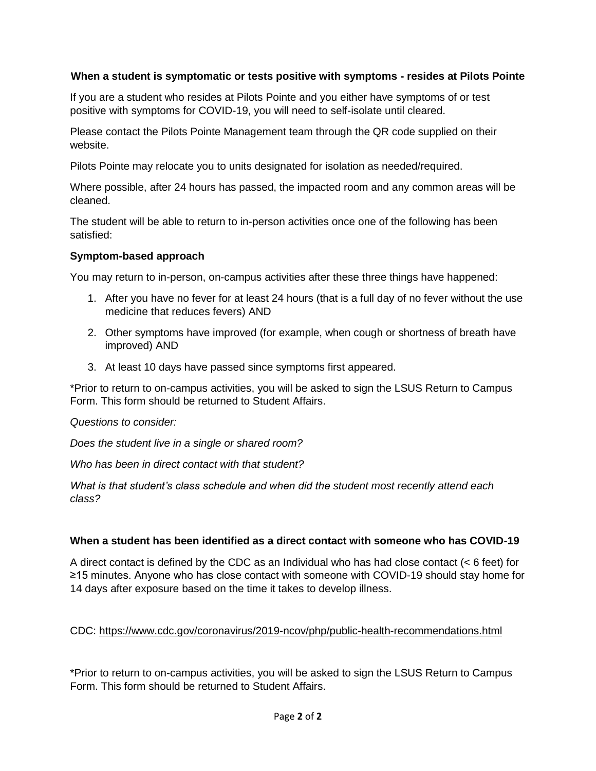### When a student is symptomatic or tests positive with symptoms - resides at Pilots Pointe

If you are a student who resides at Pilots Pointe and you either have symptoms of or test positive with symptoms for COVID-19, you will need to self-isolate until cleared.

Please contact the Pilots Pointe Management team through the QR code supplied on their website.

Pilots Pointe may relocate you to units designated for isolation as needed/required.

Where possible, after 24 hours has passed, the impacted room and any common areas will be cleaned.

The student will be able to return to in-person activities once one of the following has been satisfied:

**Symptom-based approach**

You may return to in-person, on-campus activities after these three things have happened:

1. After you have no fever for at least 24 hours (that is a full day of no fever without the use medicine that reduces fevers) AND
2. Other symptoms have improved (for example, when cough or shortness of breath have improved) AND
3. At least 10 days have passed since symptoms first appeared.

*Prior to return to on-campus activities, you will be asked to sign the LSUS Return to Campus Form. This form should be returned to Student Affairs.

*Questions to consider:*

*Does the student live in a single or shared room?*

*Who has been in direct contact with that student?*

*What is that student's class schedule and when did the student most recently attend each class?*

### When a student has been identified as a direct contact with someone who has COVID-19

A direct contact is defined by the CDC as an Individual who has had close contact (< 6 feet) for ≥15 minutes. Anyone who has close contact with someone with COVID-19 should stay home for 14 days after exposure based on the time it takes to develop illness.

CDC: https://www.cdc.gov/coronavirus/2019-ncov/php/public-health-recommendations.html

*Prior to return to on-campus activities, you will be asked to sign the LSUS Return to Campus Form. This form should be returned to Student Affairs.